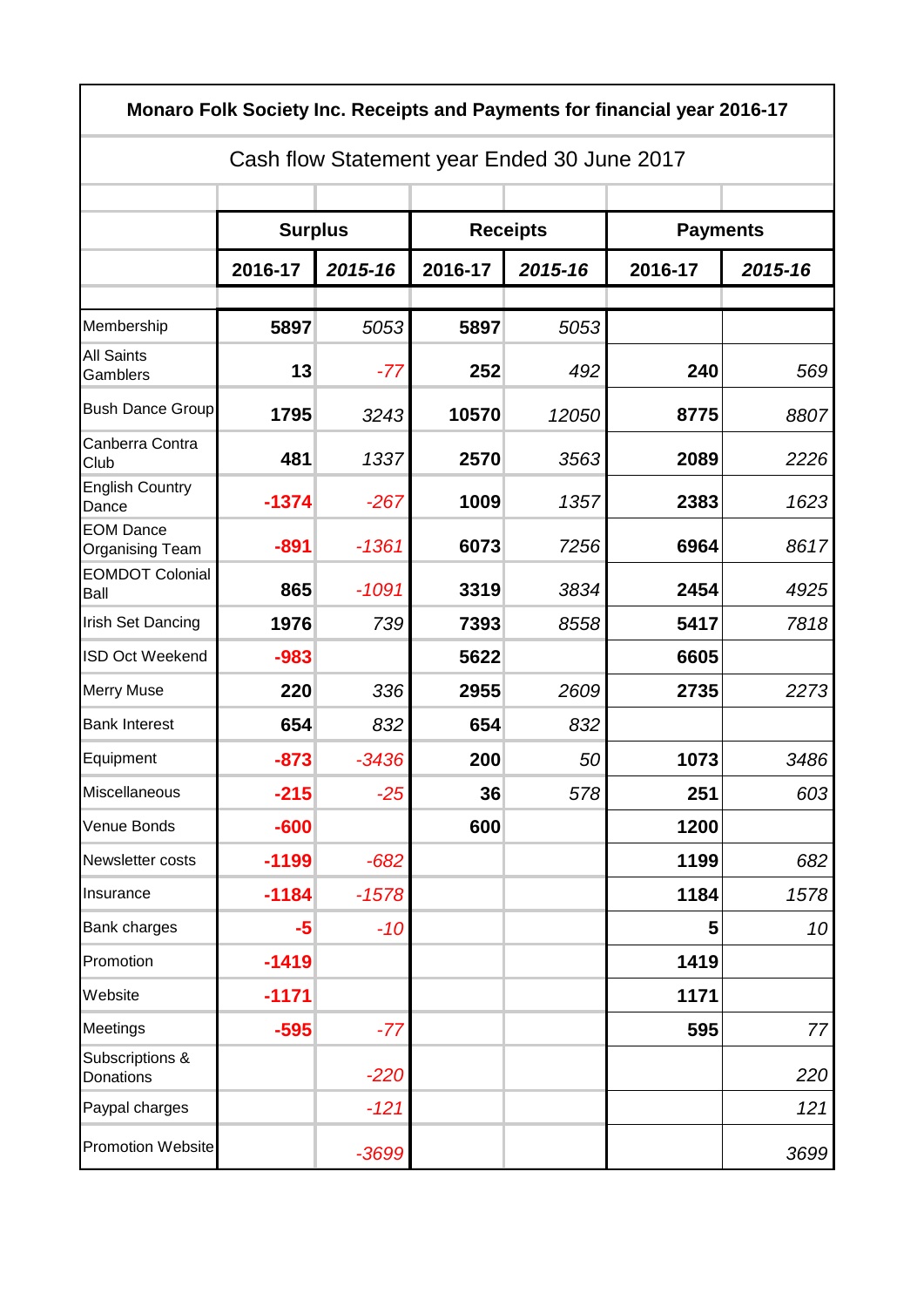**Monaro Folk Society Inc. Receipts and Payments for financial year 2016-17**

Cash flow Statement year Ended 30 June 2017

| | Surplus | | Receipts | | Payments | |
|---|---|---|---|---|---|---|
| | **2016-17** | ***2015-16*** | **2016-17** | ***2015-16*** | **2016-17** | ***2015-16*** |
| Membership | **5897** | *5053* | **5897** | *5053* | | |
| All Saints Gamblers | **13** | *-77* | **252** | *492* | **240** | *569* |
| Bush Dance Group | **1795** | *3243* | **10570** | *12050* | **8775** | *8807* |
| Canberra Contra Club | **481** | *1337* | **2570** | *3563* | **2089** | *2226* |
| English Country Dance | **-1374** | *-267* | **1009** | *1357* | **2383** | *1623* |
| EOM Dance Organising Team | **-891** | *-1361* | **6073** | *7256* | **6964** | *8617* |
| EOMDOT Colonial Ball | **865** | *-1091* | **3319** | *3834* | **2454** | *4925* |
| Irish Set Dancing | **1976** | *739* | **7393** | *8558* | **5417** | *7818* |
| ISD Oct Weekend | **-983** | | **5622** | | **6605** | |
| Merry Muse | **220** | *336* | **2955** | *2609* | **2735** | *2273* |
| Bank Interest | **654** | *832* | **654** | *832* | | |
| Equipment | **-873** | *-3436* | **200** | *50* | **1073** | *3486* |
| Miscellaneous | **-215** | *-25* | **36** | *578* | **251** | *603* |
| Venue Bonds | **-600** | | **600** | | **1200** | |
| Newsletter costs | **-1199** | *-682* | | | **1199** | *682* |
| Insurance | **-1184** | *-1578* | | | **1184** | *1578* |
| Bank charges | **-5** | *-10* | | | **5** | *10* |
| Promotion | **-1419** | | | | **1419** | |
| Website | **-1171** | | | | **1171** | |
| Meetings | **-595** | *-77* | | | **595** | *77* |
| Subscriptions & Donations | | *-220* | | | | *220* |
| Paypal charges | | *-121* | | | | *121* |
| Promotion Website | | *-3699* | | | | *3699* |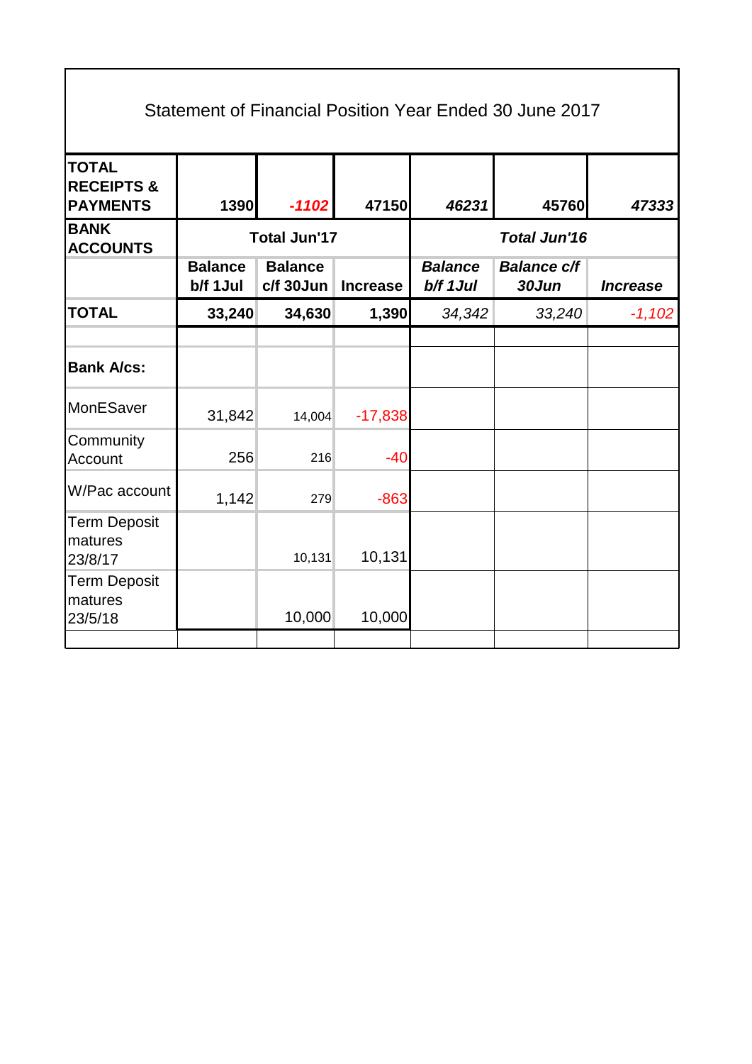Statement of Financial Position Year Ended 30 June 2017

| | | | | | | |
|---|---|---|---|---|---|---|
| **TOTAL RECEIPTS & PAYMENTS** | **1390** | ***-1102*** | **47150** | ***46231*** | **45760** | ***47333*** |
| **BANK ACCOUNTS** | **Total Jun'17** | | | ***Total Jun'16*** | | |
| | **Balance b/f 1Jul** | **Balance c/f 30Jun** | **Increase** | ***Balance b/f 1Jul*** | ***Balance c/f 30Jun*** | ***Increase*** |
| **TOTAL** | **33,240** | **34,630** | **1,390** | *34,342* | *33,240* | *-1,102* |
| | | | | | | |
| **Bank A/cs:** | | | | | | |
| MonESaver | 31,842 | 14,004 | -17,838 | | | |
| Community Account | 256 | 216 | -40 | | | |
| W/Pac account | 1,142 | 279 | -863 | | | |
| Term Deposit matures 23/8/17 | | 10,131 | 10,131 | | | |
| Term Deposit matures 23/5/18 | | 10,000 | 10,000 | | | |
| | | | | | | |